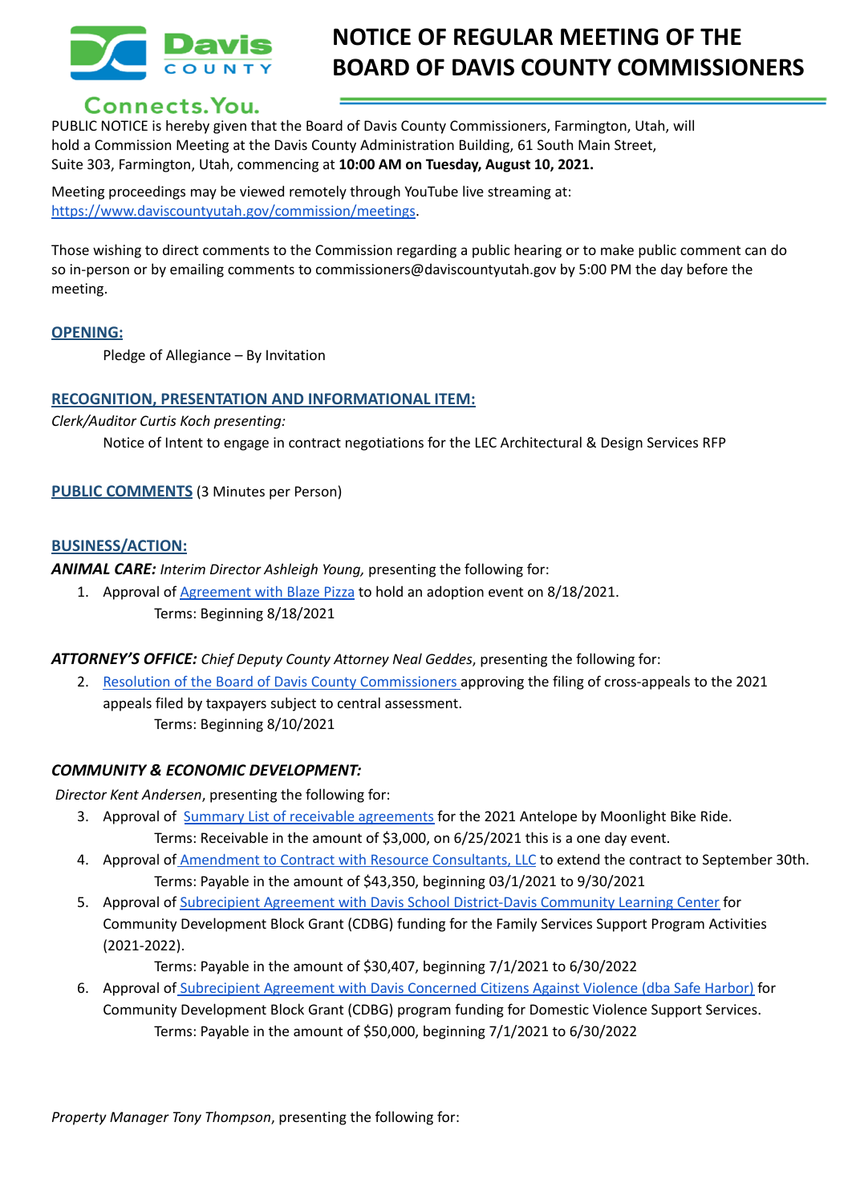# NOTICE OF REGULAR MEETING OF THE BOARD OF DAVIS COUNTY COMMISSIONERS

Davis County
Connects.You.

PUBLIC NOTICE is hereby given that the Board of Davis County Commissioners, Farmington, Utah, will hold a Commission Meeting at the Davis County Administration Building, 61 South Main Street, Suite 303, Farmington, Utah, commencing at **10:00 AM on Tuesday, August 10, 2021.**

Meeting proceedings may be viewed remotely through YouTube live streaming at: https://www.daviscountyutah.gov/commission/meetings.

Those wishing to direct comments to the Commission regarding a public hearing or to make public comment can do so in-person or by emailing comments to commissioners@daviscountyutah.gov by 5:00 PM the day before the meeting.

## OPENING:

Pledge of Allegiance – By Invitation

## RECOGNITION, PRESENTATION AND INFORMATIONAL ITEM:

*Clerk/Auditor Curtis Koch presenting:*

Notice of Intent to engage in contract negotiations for the LEC Architectural & Design Services RFP

## PUBLIC COMMENTS (3 Minutes per Person)

## BUSINESS/ACTION:

***ANIMAL CARE:*** *Interim Director Ashleigh Young,* presenting the following for:

1. Approval of Agreement with Blaze Pizza to hold an adoption event on 8/18/2021.
   Terms: Beginning 8/18/2021

***ATTORNEY'S OFFICE:*** *Chief Deputy County Attorney Neal Geddes*, presenting the following for:

2. Resolution of the Board of Davis County Commissioners approving the filing of cross-appeals to the 2021 appeals filed by taxpayers subject to central assessment.
   Terms: Beginning 8/10/2021

***COMMUNITY & ECONOMIC DEVELOPMENT:***

*Director Kent Andersen*, presenting the following for:

3. Approval of Summary List of receivable agreements for the 2021 Antelope by Moonlight Bike Ride.
   Terms: Receivable in the amount of $3,000, on 6/25/2021 this is a one day event.
4. Approval of Amendment to Contract with Resource Consultants, LLC to extend the contract to September 30th.
   Terms: Payable in the amount of $43,350, beginning 03/1/2021 to 9/30/2021
5. Approval of Subrecipient Agreement with Davis School District-Davis Community Learning Center for Community Development Block Grant (CDBG) funding for the Family Services Support Program Activities (2021-2022).
   Terms: Payable in the amount of $30,407, beginning 7/1/2021 to 6/30/2022
6. Approval of Subrecipient Agreement with Davis Concerned Citizens Against Violence (dba Safe Harbor) for Community Development Block Grant (CDBG) program funding for Domestic Violence Support Services.
   Terms: Payable in the amount of $50,000, beginning 7/1/2021 to 6/30/2022

*Property Manager Tony Thompson*, presenting the following for: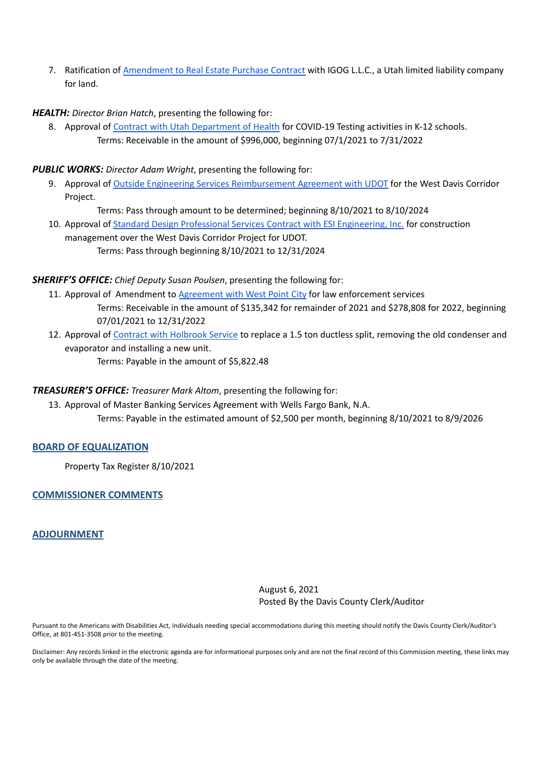7. Ratification of Amendment to Real Estate Purchase Contract with IGOG L.L.C., a Utah limited liability company for land.

***HEALTH:*** *Director Brian Hatch*, presenting the following for:

8. Approval of Contract with Utah Department of Health for COVID-19 Testing activities in K-12 schools.
   Terms: Receivable in the amount of $996,000, beginning 07/1/2021 to 7/31/2022

***PUBLIC WORKS:*** *Director Adam Wright*, presenting the following for:

9. Approval of Outside Engineering Services Reimbursement Agreement with UDOT for the West Davis Corridor Project.
   Terms: Pass through amount to be determined; beginning 8/10/2021 to 8/10/2024
10. Approval of Standard Design Professional Services Contract with ESI Engineering, Inc. for construction management over the West Davis Corridor Project for UDOT.
    Terms: Pass through beginning 8/10/2021 to 12/31/2024

***SHERIFF'S OFFICE:*** *Chief Deputy Susan Poulsen*, presenting the following for:

11. Approval of Amendment to Agreement with West Point City for law enforcement services
    Terms: Receivable in the amount of $135,342 for remainder of 2021 and $278,808 for 2022, beginning 07/01/2021 to 12/31/2022
12. Approval of Contract with Holbrook Service to replace a 1.5 ton ductless split, removing the old condenser and evaporator and installing a new unit.
    Terms: Payable in the amount of $5,822.48

***TREASURER'S OFFICE:*** *Treasurer Mark Altom*, presenting the following for:

13. Approval of Master Banking Services Agreement with Wells Fargo Bank, N.A.
    Terms: Payable in the estimated amount of $2,500 per month, beginning 8/10/2021 to 8/9/2026

## BOARD OF EQUALIZATION

Property Tax Register 8/10/2021

## COMMISSIONER COMMENTS

## ADJOURNMENT

August 6, 2021
Posted By the Davis County Clerk/Auditor

Pursuant to the Americans with Disabilities Act, individuals needing special accommodations during this meeting should notify the Davis County Clerk/Auditor's Office, at 801-451-3508 prior to the meeting.

Disclaimer: Any records linked in the electronic agenda are for informational purposes only and are not the final record of this Commission meeting, these links may only be available through the date of the meeting.